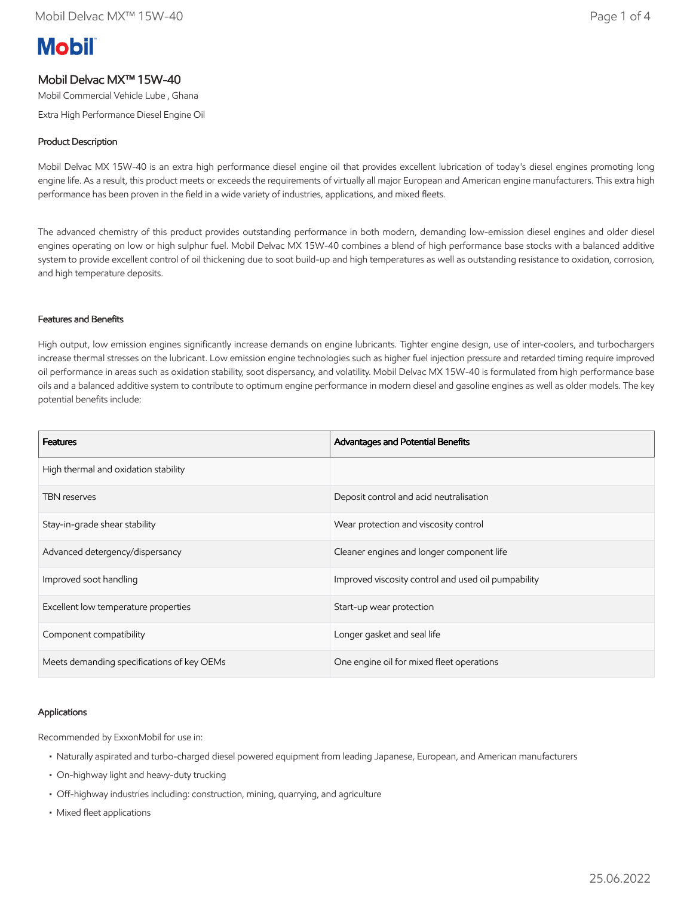# Mobil

## Mobil Delvac MX™ 15W-40

Mobil Commercial Vehicle Lube , Ghana

Extra High Performance Diesel Engine Oil

### Product Description

Mobil Delvac MX 15W-40 is an extra high performance diesel engine oil that provides excellent lubrication of today's diesel engines promoting long engine life. As a result, this product meets or exceeds the requirements of virtually all major European and American engine manufacturers. This extra high performance has been proven in the field in a wide variety of industries, applications, and mixed fleets.

The advanced chemistry of this product provides outstanding performance in both modern, demanding low-emission diesel engines and older diesel engines operating on low or high sulphur fuel. Mobil Delvac MX 15W-40 combines a blend of high performance base stocks with a balanced additive system to provide excellent control of oil thickening due to soot build-up and high temperatures as well as outstanding resistance to oxidation, corrosion, and high temperature deposits.

### Features and Benefits

High output, low emission engines significantly increase demands on engine lubricants. Tighter engine design, use of inter-coolers, and turbochargers increase thermal stresses on the lubricant. Low emission engine technologies such as higher fuel injection pressure and retarded timing require improved oil performance in areas such as oxidation stability, soot dispersancy, and volatility. Mobil Delvac MX 15W-40 is formulated from high performance base oils and a balanced additive system to contribute to optimum engine performance in modern diesel and gasoline engines as well as older models. The key potential benefits include:

| Features | Advantages and Potential Benefits |
|---|---|
| High thermal and oxidation stability | |
| TBN reserves | Deposit control and acid neutralisation |
| Stay-in-grade shear stability | Wear protection and viscosity control |
| Advanced detergency/dispersancy | Cleaner engines and longer component life |
| Improved soot handling | Improved viscosity control and used oil pumpability |
| Excellent low temperature properties | Start-up wear protection |
| Component compatibility | Longer gasket and seal life |
| Meets demanding specifications of key OEMs | One engine oil for mixed fleet operations |

### Applications

Recommended by ExxonMobil for use in:

- Naturally aspirated and turbo-charged diesel powered equipment from leading Japanese, European, and American manufacturers
- On-highway light and heavy-duty trucking
- Off-highway industries including: construction, mining, quarrying, and agriculture
- Mixed fleet applications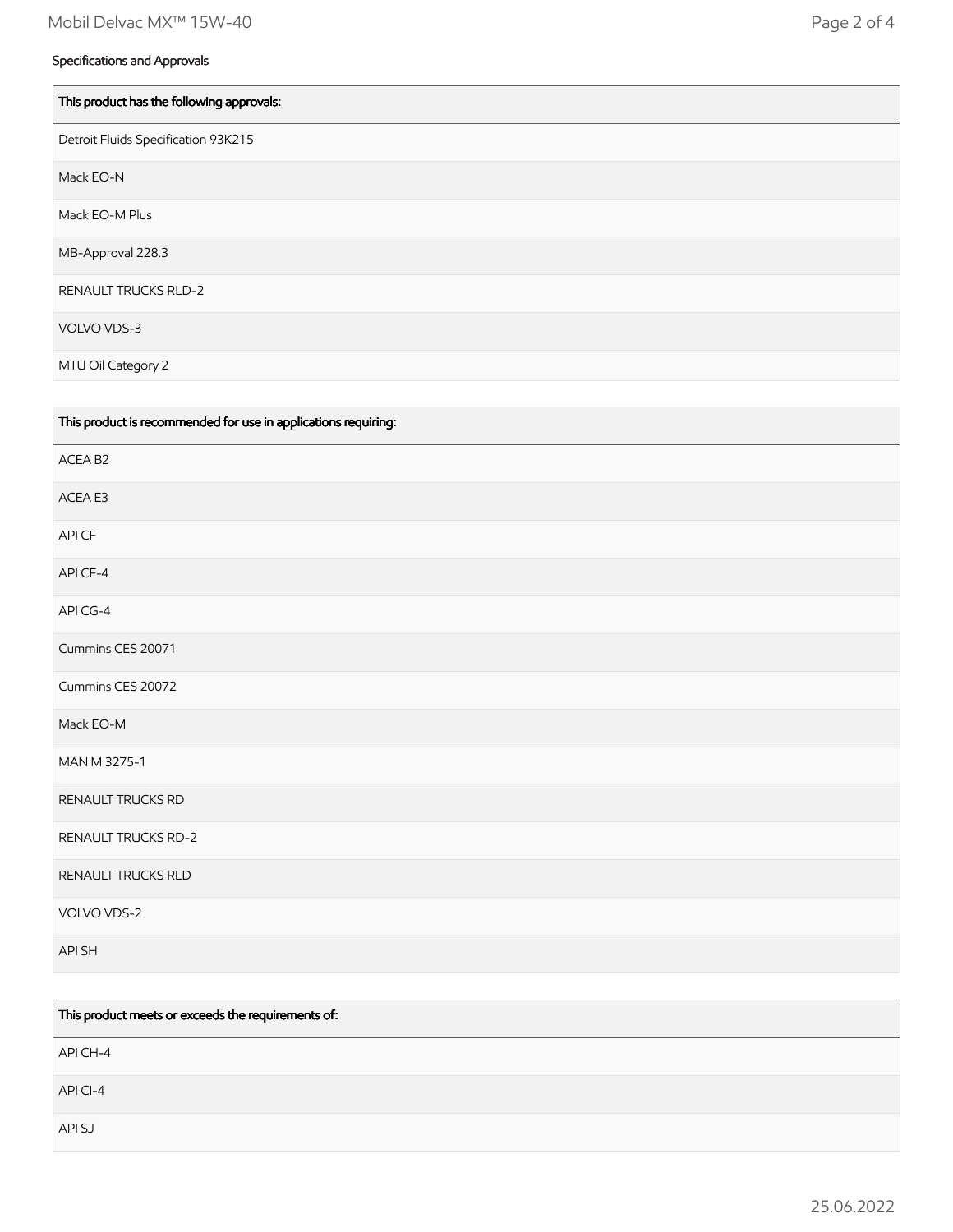Specifications and Approvals

| This product has the following approvals: |
| --- |
| Detroit Fluids Specification 93K215 |
| Mack EO-N |
| Mack EO-M Plus |
| MB-Approval 228.3 |
| RENAULT TRUCKS RLD-2 |
| VOLVO VDS-3 |
| MTU Oil Category 2 |

| This product is recommended for use in applications requiring: |
| --- |
| ACEA B2 |
| ACEA E3 |
| API CF |
| API CF-4 |
| API CG-4 |
| Cummins CES 20071 |
| Cummins CES 20072 |
| Mack EO-M |
| MAN M 3275-1 |
| RENAULT TRUCKS RD |
| RENAULT TRUCKS RD-2 |
| RENAULT TRUCKS RLD |
| VOLVO VDS-2 |
| API SH |

| This product meets or exceeds the requirements of: |
| --- |
| API CH-4 |
| API CI-4 |
| API SJ |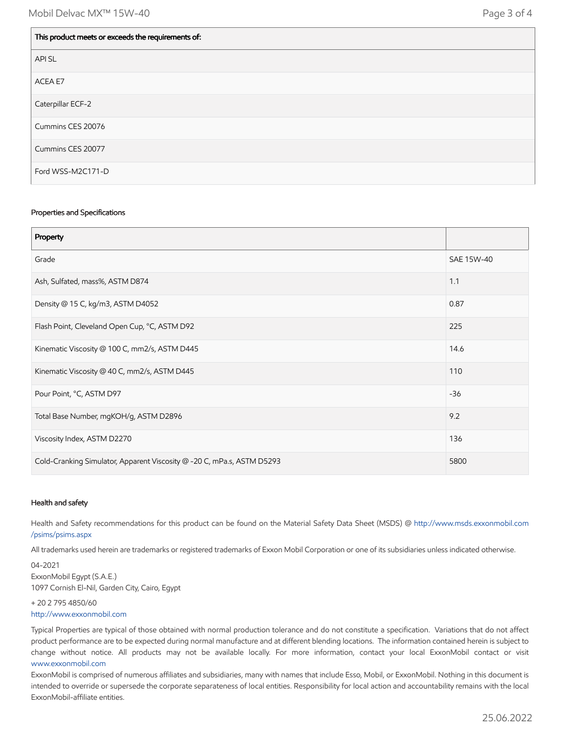| This product meets or exceeds the requirements of: |
| --- |
| API SL |
| ACEA E7 |
| Caterpillar ECF-2 |
| Cummins CES 20076 |
| Cummins CES 20077 |
| Ford WSS-M2C171-D |

### Properties and Specifications

| Property | |
| --- | --- |
| Grade | SAE 15W-40 |
| Ash, Sulfated, mass%, ASTM D874 | 1.1 |
| Density @ 15 C, kg/m3, ASTM D4052 | 0.87 |
| Flash Point, Cleveland Open Cup, °C, ASTM D92 | 225 |
| Kinematic Viscosity @ 100 C, mm2/s, ASTM D445 | 14.6 |
| Kinematic Viscosity @ 40 C, mm2/s, ASTM D445 | 110 |
| Pour Point, °C, ASTM D97 | -36 |
| Total Base Number, mgKOH/g, ASTM D2896 | 9.2 |
| Viscosity Index, ASTM D2270 | 136 |
| Cold-Cranking Simulator, Apparent Viscosity @ -20 C, mPa.s, ASTM D5293 | 5800 |

### Health and safety

Health and Safety recommendations for this product can be found on the Material Safety Data Sheet (MSDS) @ http://www.msds.exxonmobil.com/psims/psims.aspx

All trademarks used herein are trademarks or registered trademarks of Exxon Mobil Corporation or one of its subsidiaries unless indicated otherwise.

04-2021
ExxonMobil Egypt (S.A.E.)
1097 Cornish El-Nil, Garden City, Cairo, Egypt

+ 20 2 795 4850/60
http://www.exxonmobil.com

Typical Properties are typical of those obtained with normal production tolerance and do not constitute a specification. Variations that do not affect product performance are to be expected during normal manufacture and at different blending locations. The information contained herein is subject to change without notice. All products may not be available locally. For more information, contact your local ExxonMobil contact or visit www.exxonmobil.com

ExxonMobil is comprised of numerous affiliates and subsidiaries, many with names that include Esso, Mobil, or ExxonMobil. Nothing in this document is intended to override or supersede the corporate separateness of local entities. Responsibility for local action and accountability remains with the local ExxonMobil-affiliate entities.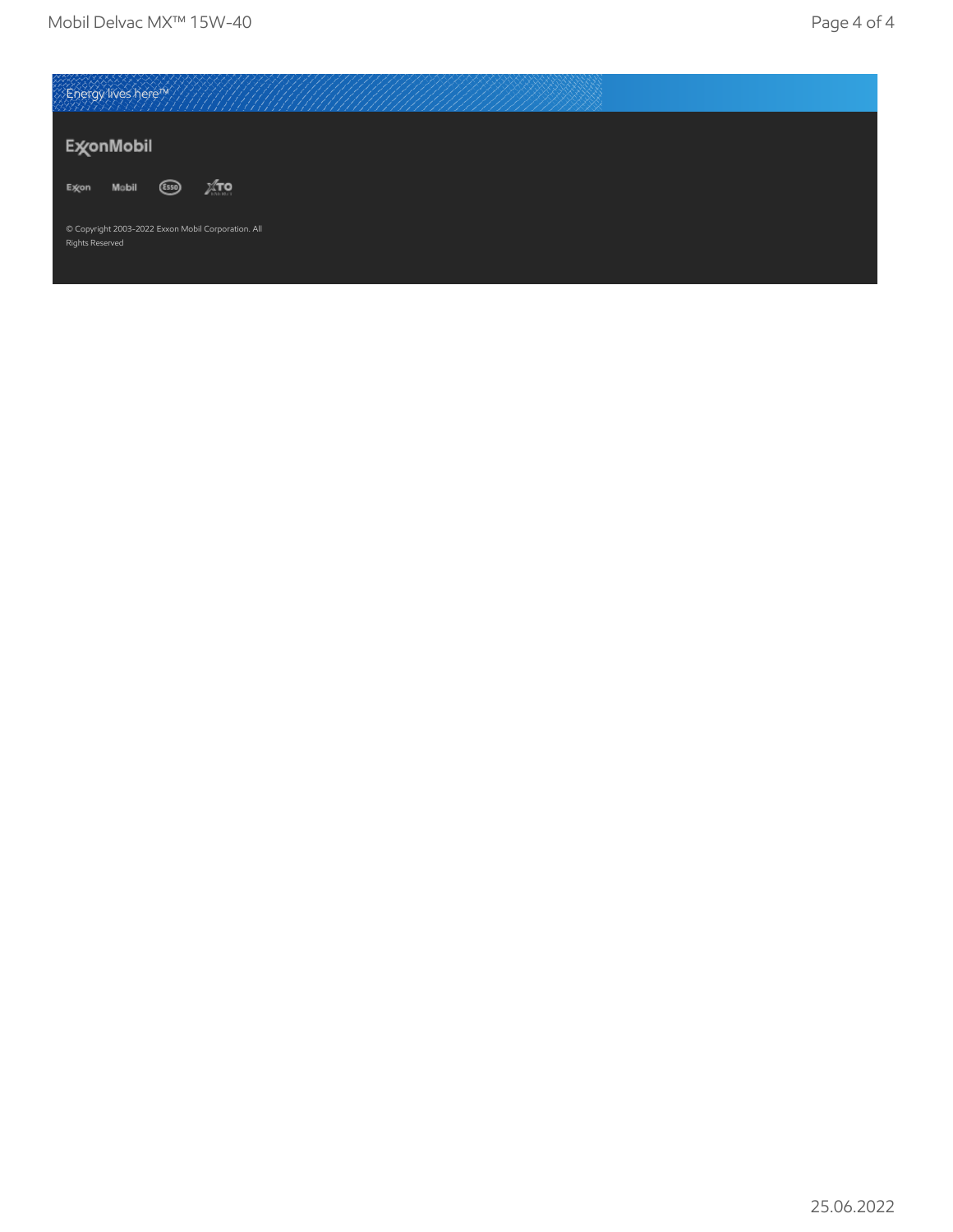Energy lives here™

ExxonMobil

Exxon Mobil Esso XTO

© Copyright 2003-2022 Exxon Mobil Corporation. All Rights Reserved